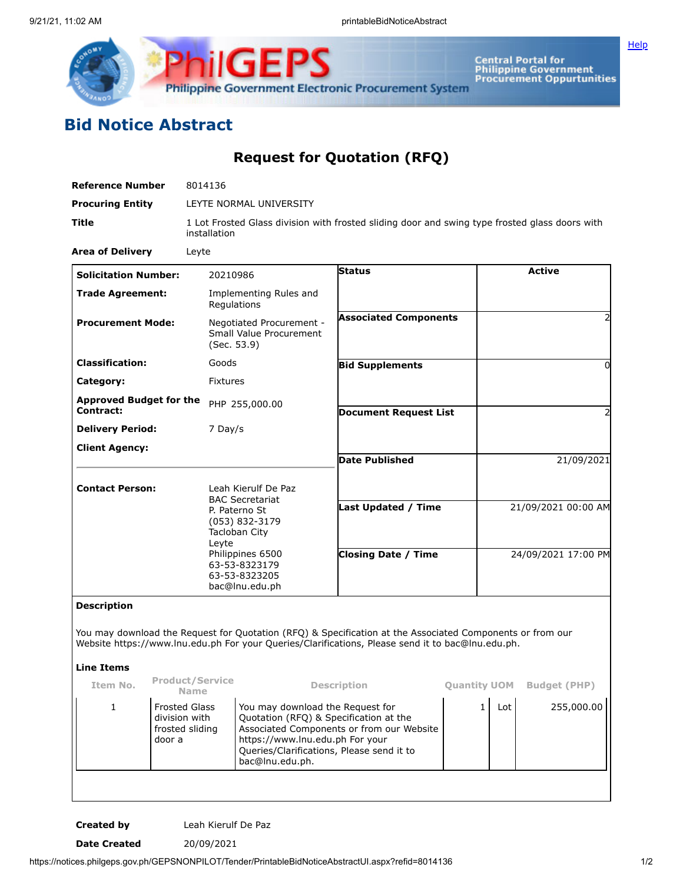# Bid Notice Abstract

## Request for Quotation (RFQ)

| | |
|---|---|
| **Reference Number** | 8014136 |
| **Procuring Entity** | LEYTE NORMAL UNIVERSITY |
| **Title** | 1 Lot Frosted Glass division with frosted sliding door and swing type frosted glass doors with installation |
| **Area of Delivery** | Leyte |

| | |
|---|---|
| **Solicitation Number:** | 20210986 |
| **Trade Agreement:** | Implementing Rules and Regulations |
| **Procurement Mode:** | Negotiated Procurement - Small Value Procurement (Sec. 53.9) |
| **Classification:** | Goods |
| **Category:** | Fixtures |
| **Approved Budget for the Contract:** | PHP 255,000.00 |
| **Delivery Period:** | 7 Day/s |
| **Client Agency:** | |
| **Contact Person:** | Leah Kierulf De Paz<br>BAC Secretariat<br>P. Paterno St<br>(053) 832-3179<br>Tacloban City<br>Leyte<br>Philippines 6500<br>63-53-8323179<br>63-53-8323205<br>bac@lnu.edu.ph |

| | |
|---|---|
| **Status** | Active |
| **Associated Components** | 2 |
| **Bid Supplements** | 0 |
| **Document Request List** | 2 |
| **Date Published** | 21/09/2021 |
| **Last Updated / Time** | 21/09/2021 00:00 AM |
| **Closing Date / Time** | 24/09/2021 17:00 PM |

**Description**

You may download the Request for Quotation (RFQ) & Specification at the Associated Components or from our Website https://www.lnu.edu.ph For your Queries/Clarifications, Please send it to bac@lnu.edu.ph.

**Line Items**

| Item No. | Product/Service Name | Description | Quantity | UOM | Budget (PHP) |
|---|---|---|---|---|---|
| 1 | Frosted Glass division with frosted sliding door a | You may download the Request for Quotation (RFQ) & Specification at the Associated Components or from our Website https://www.lnu.edu.ph For your Queries/Clarifications, Please send it to bac@lnu.edu.ph. | 1 | Lot | 255,000.00 |

| | |
|---|---|
| **Created by** | Leah Kierulf De Paz |
| **Date Created** | 20/09/2021 |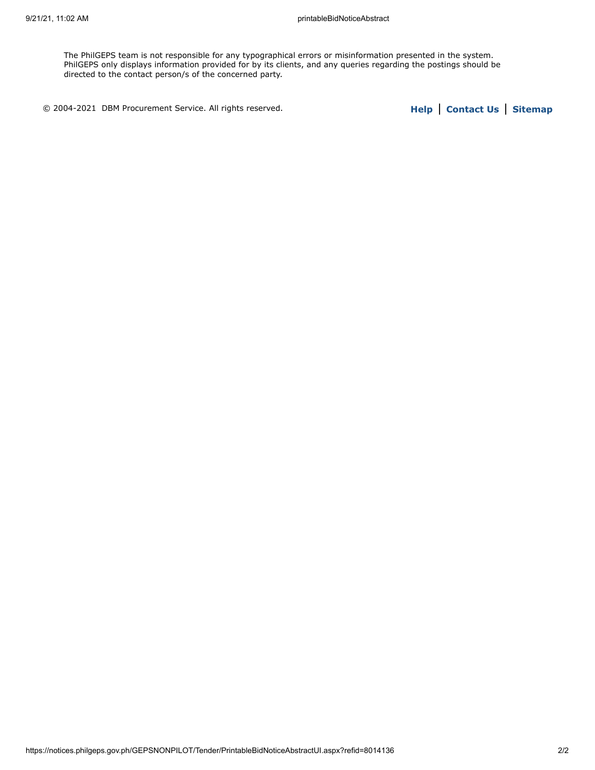The PhilGEPS team is not responsible for any typographical errors or misinformation presented in the system. PhilGEPS only displays information provided for by its clients, and any queries regarding the postings should be directed to the contact person/s of the concerned party.

© 2004-2021 DBM Procurement Service. All rights reserved.

**Help** | **Contact Us** | **Sitemap**